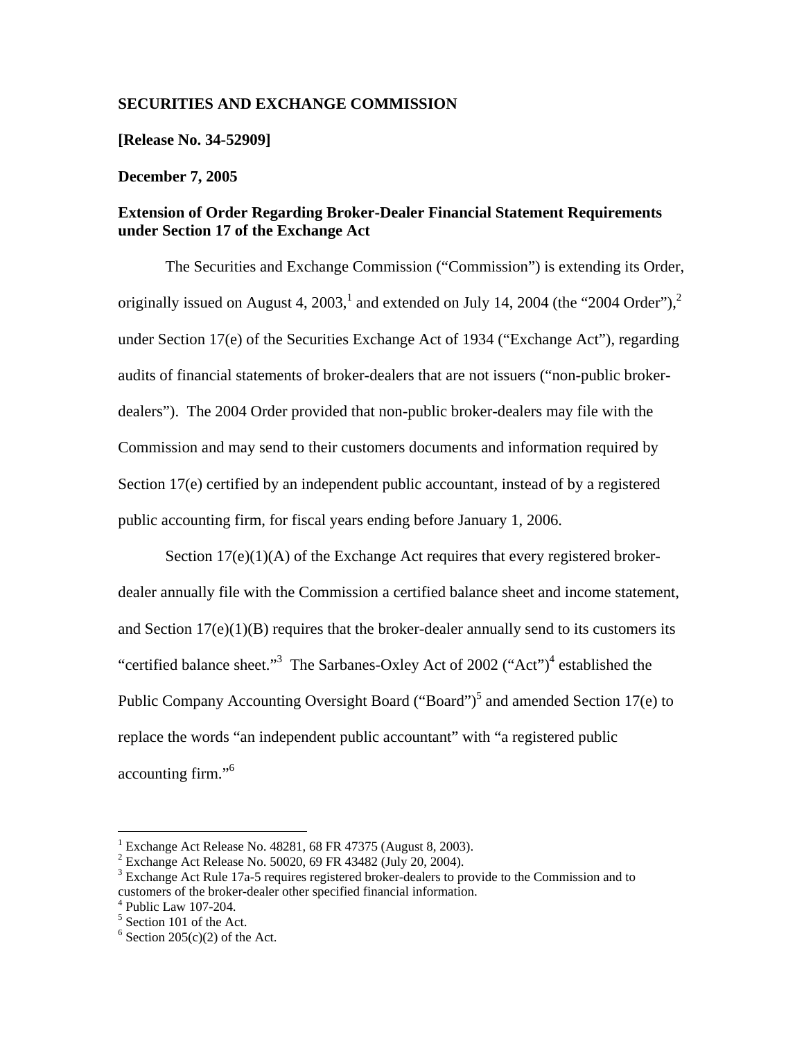**SECURITIES AND EXCHANGE COMMISSION**

**[Release No. 34-52909]**

**December 7, 2005**

**Extension of Order Regarding Broker-Dealer Financial Statement Requirements under Section 17 of the Exchange Act**

The Securities and Exchange Commission ("Commission") is extending its Order, originally issued on August 4, 2003,[1] and extended on July 14, 2004 (the "2004 Order"),[2] under Section 17(e) of the Securities Exchange Act of 1934 ("Exchange Act"), regarding audits of financial statements of broker-dealers that are not issuers ("non-public broker-dealers"). The 2004 Order provided that non-public broker-dealers may file with the Commission and may send to their customers documents and information required by Section 17(e) certified by an independent public accountant, instead of by a registered public accounting firm, for fiscal years ending before January 1, 2006.

Section 17(e)(1)(A) of the Exchange Act requires that every registered broker-dealer annually file with the Commission a certified balance sheet and income statement, and Section 17(e)(1)(B) requires that the broker-dealer annually send to its customers its "certified balance sheet."[3] The Sarbanes-Oxley Act of 2002 ("Act")[4] established the Public Company Accounting Oversight Board ("Board")[5] and amended Section 17(e) to replace the words "an independent public accountant" with "a registered public accounting firm."[6]

---

[1] Exchange Act Release No. 48281, 68 FR 47375 (August 8, 2003).

[2] Exchange Act Release No. 50020, 69 FR 43482 (July 20, 2004).

[3] Exchange Act Rule 17a-5 requires registered broker-dealers to provide to the Commission and to customers of the broker-dealer other specified financial information.

[4] Public Law 107-204.

[5] Section 101 of the Act.

[6] Section 205(c)(2) of the Act.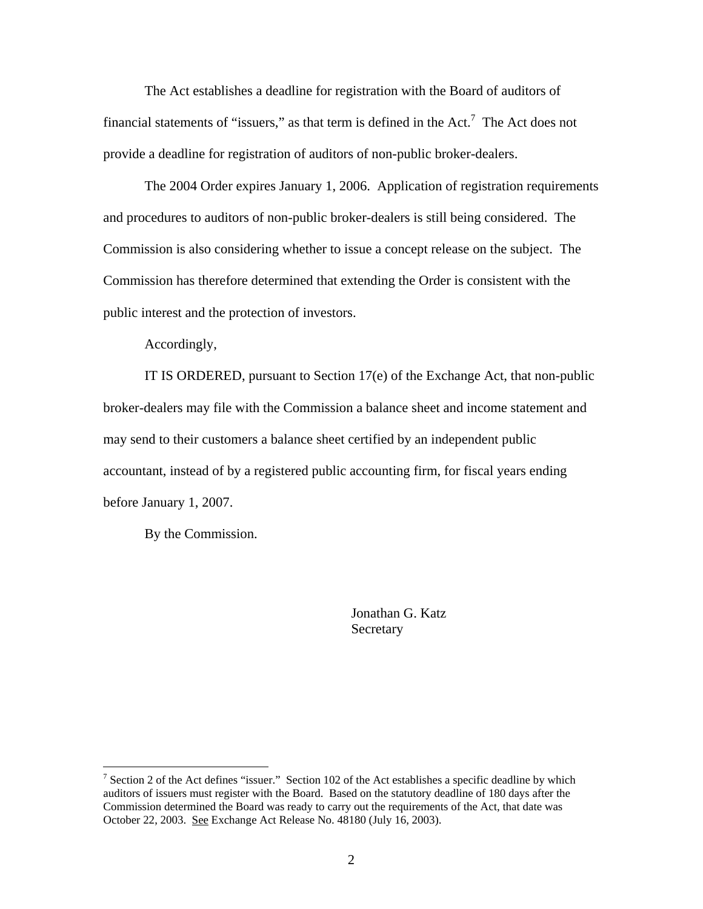The Act establishes a deadline for registration with the Board of auditors of financial statements of "issuers," as that term is defined in the Act.[7] The Act does not provide a deadline for registration of auditors of non-public broker-dealers.

The 2004 Order expires January 1, 2006. Application of registration requirements and procedures to auditors of non-public broker-dealers is still being considered. The Commission is also considering whether to issue a concept release on the subject. The Commission has therefore determined that extending the Order is consistent with the public interest and the protection of investors.

Accordingly,

IT IS ORDERED, pursuant to Section 17(e) of the Exchange Act, that non-public broker-dealers may file with the Commission a balance sheet and income statement and may send to their customers a balance sheet certified by an independent public accountant, instead of by a registered public accounting firm, for fiscal years ending before January 1, 2007.

By the Commission.

Jonathan G. Katz
Secretary

---

[7] Section 2 of the Act defines "issuer." Section 102 of the Act establishes a specific deadline by which auditors of issuers must register with the Board. Based on the statutory deadline of 180 days after the Commission determined the Board was ready to carry out the requirements of the Act, that date was October 22, 2003. See Exchange Act Release No. 48180 (July 16, 2003).